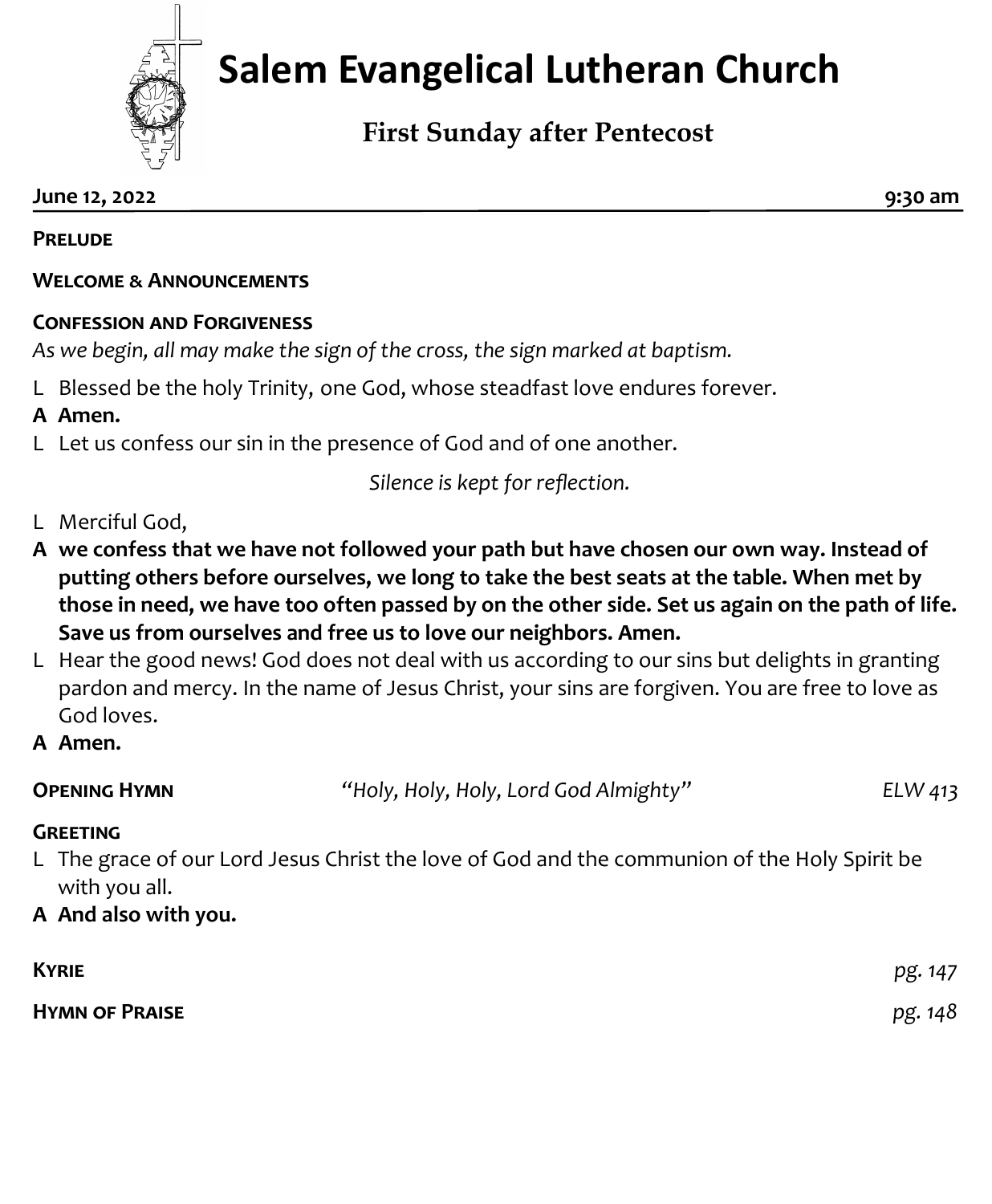# Salem Evangelical Lutheran Church

## First Sunday after Pentecost

**June 12, 2022** **9:30 am**

**PRELUDE**

**WELCOME & ANNOUNCEMENTS**

**CONFESSION AND FORGIVENESS**

*As we begin, all may make the sign of the cross, the sign marked at baptism.*

L Blessed be the holy Trinity, one God, whose steadfast love endures forever.

**A Amen.**

L Let us confess our sin in the presence of God and of one another.

*Silence is kept for reflection.*

L Merciful God,

**A we confess that we have not followed your path but have chosen our own way. Instead of putting others before ourselves, we long to take the best seats at the table. When met by those in need, we have too often passed by on the other side. Set us again on the path of life. Save us from ourselves and free us to love our neighbors. Amen.**

L Hear the good news! God does not deal with us according to our sins but delights in granting pardon and mercy. In the name of Jesus Christ, your sins are forgiven. You are free to love as God loves.

**A Amen.**

**OPENING HYMN** *"Holy, Holy, Holy, Lord God Almighty"* *ELW 413*

**GREETING**

L The grace of our Lord Jesus Christ the love of God and the communion of the Holy Spirit be with you all.

**A And also with you.**

**KYRIE** *pg. 147*

**HYMN OF PRAISE** *pg. 148*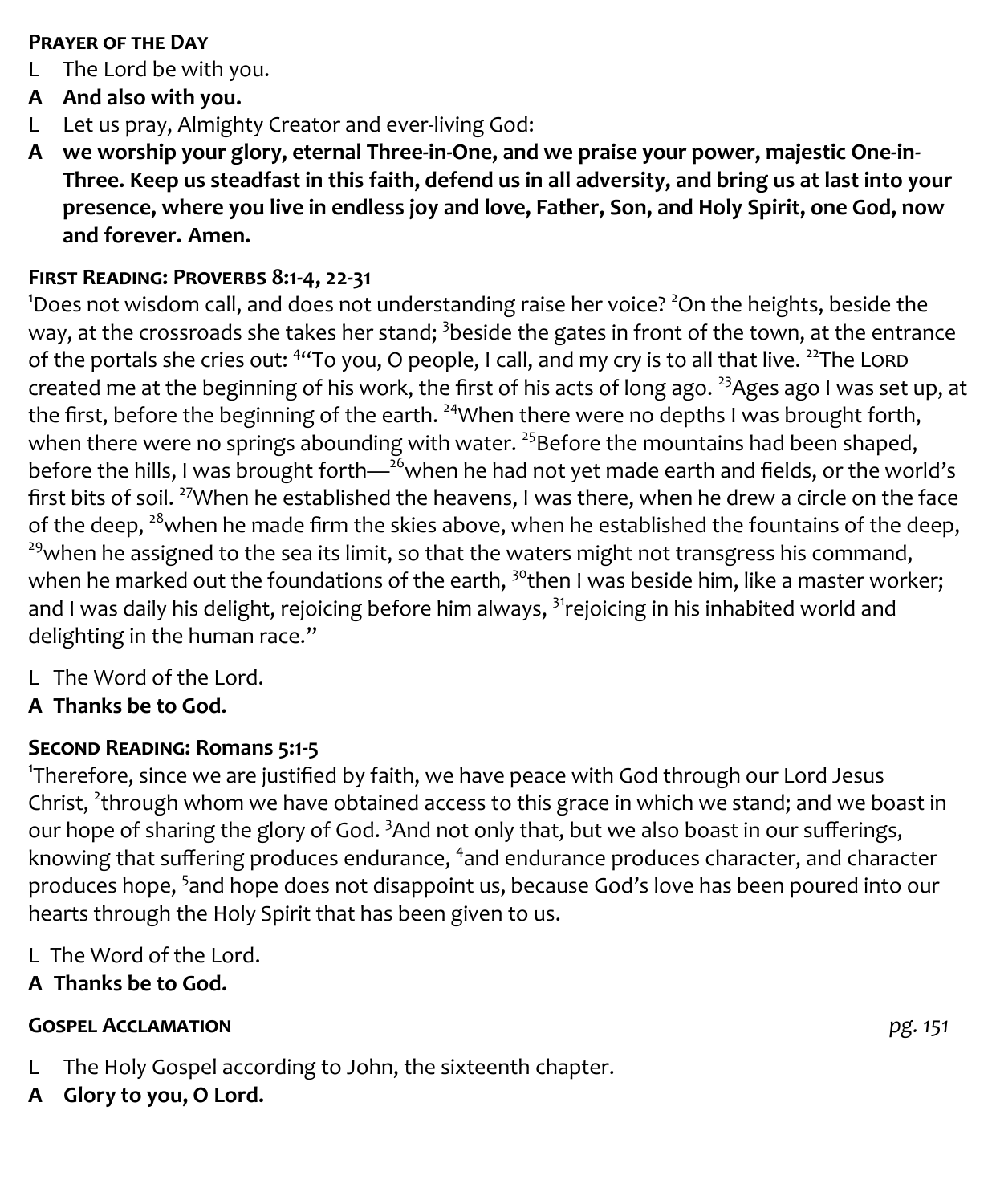**Prayer of the Day**

L The Lord be with you.

**A And also with you.**

L Let us pray, Almighty Creator and ever-living God:

**A we worship your glory, eternal Three-in-One, and we praise your power, majestic One-in-Three. Keep us steadfast in this faith, defend us in all adversity, and bring us at last into your presence, where you live in endless joy and love, Father, Son, and Holy Spirit, one God, now and forever. Amen.**

**First Reading: Proverbs 8:1-4, 22-31**

1Does not wisdom call, and does not understanding raise her voice? 2On the heights, beside the way, at the crossroads she takes her stand; 3beside the gates in front of the town, at the entrance of the portals she cries out: 4"To you, O people, I call, and my cry is to all that live. 22The LORD created me at the beginning of his work, the first of his acts of long ago. 23Ages ago I was set up, at the first, before the beginning of the earth. 24When there were no depths I was brought forth, when there were no springs abounding with water. 25Before the mountains had been shaped, before the hills, I was brought forth—26when he had not yet made earth and fields, or the world's first bits of soil. 27When he established the heavens, I was there, when he drew a circle on the face of the deep, 28when he made firm the skies above, when he established the fountains of the deep, 29when he assigned to the sea its limit, so that the waters might not transgress his command, when he marked out the foundations of the earth, 30then I was beside him, like a master worker; and I was daily his delight, rejoicing before him always, 31rejoicing in his inhabited world and delighting in the human race."

L The Word of the Lord.

**A Thanks be to God.**

**Second Reading: Romans 5:1-5**

1Therefore, since we are justified by faith, we have peace with God through our Lord Jesus Christ, 2through whom we have obtained access to this grace in which we stand; and we boast in our hope of sharing the glory of God. 3And not only that, but we also boast in our sufferings, knowing that suffering produces endurance, 4and endurance produces character, and character produces hope, 5and hope does not disappoint us, because God's love has been poured into our hearts through the Holy Spirit that has been given to us.

L The Word of the Lord.

**A Thanks be to God.**

**Gospel Acclamation** *pg. 151*

L The Holy Gospel according to John, the sixteenth chapter.

**A Glory to you, O Lord.**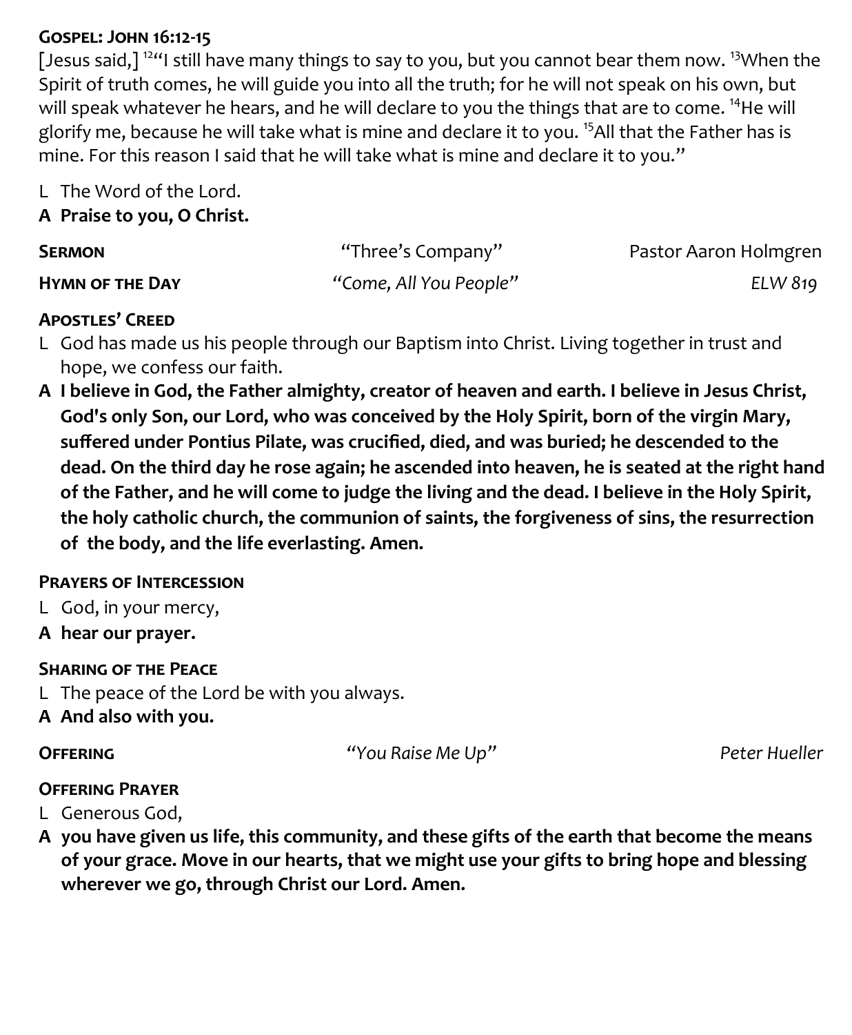**GOSPEL: JOHN 16:12-15**

[Jesus said,] [12]"I still have many things to say to you, but you cannot bear them now. [13]When the Spirit of truth comes, he will guide you into all the truth; for he will not speak on his own, but will speak whatever he hears, and he will declare to you the things that are to come. [14]He will glorify me, because he will take what is mine and declare it to you. [15]All that the Father has is mine. For this reason I said that he will take what is mine and declare it to you."

L The Word of the Lord.

**A Praise to you, O Christ.**

**SERMON** "Three's Company" Pastor Aaron Holmgren

**HYMN OF THE DAY** *"Come, All You People"* *ELW 819*

**APOSTLES' CREED**

L God has made us his people through our Baptism into Christ. Living together in trust and hope, we confess our faith.

**A I believe in God, the Father almighty, creator of heaven and earth. I believe in Jesus Christ, God's only Son, our Lord, who was conceived by the Holy Spirit, born of the virgin Mary, suffered under Pontius Pilate, was crucified, died, and was buried; he descended to the dead. On the third day he rose again; he ascended into heaven, he is seated at the right hand of the Father, and he will come to judge the living and the dead. I believe in the Holy Spirit, the holy catholic church, the communion of saints, the forgiveness of sins, the resurrection of the body, and the life everlasting. Amen.**

**PRAYERS OF INTERCESSION**

L God, in your mercy,

**A hear our prayer.**

**SHARING OF THE PEACE**

L The peace of the Lord be with you always.

**A And also with you.**

**OFFERING** *"You Raise Me Up"* *Peter Hueller*

**OFFERING PRAYER**

L Generous God,

**A you have given us life, this community, and these gifts of the earth that become the means of your grace. Move in our hearts, that we might use your gifts to bring hope and blessing wherever we go, through Christ our Lord. Amen.**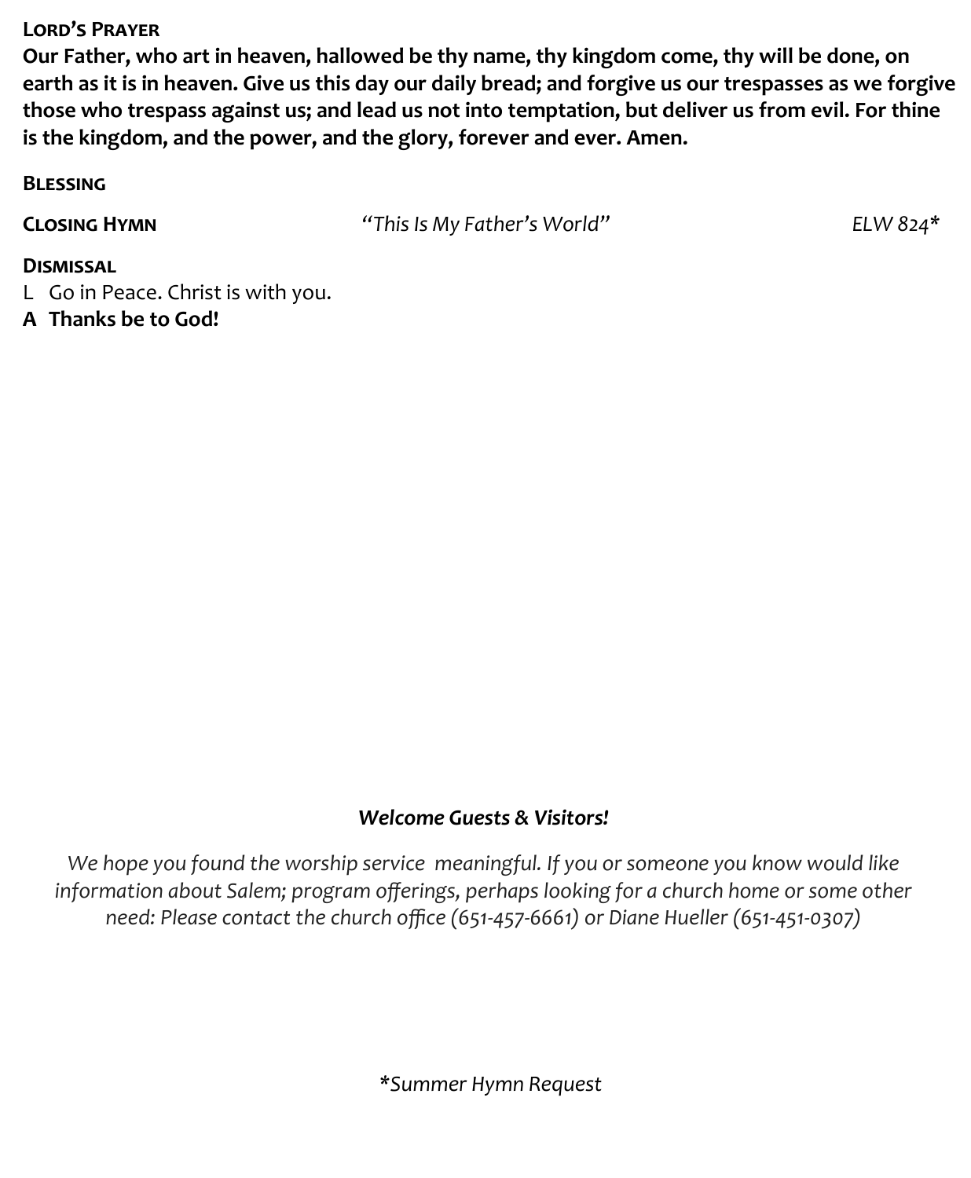**Lord's Prayer**

**Our Father, who art in heaven, hallowed be thy name, thy kingdom come, thy will be done, on earth as it is in heaven. Give us this day our daily bread; and forgive us our trespasses as we forgive those who trespass against us; and lead us not into temptation, but deliver us from evil. For thine is the kingdom, and the power, and the glory, forever and ever. Amen.**

**Blessing**

**Closing Hymn** *"This Is My Father's World"* *ELW 824\**

**Dismissal**

L Go in Peace. Christ is with you.

**A Thanks be to God!**

***Welcome Guests & Visitors!***

*We hope you found the worship service meaningful. If you or someone you know would like information about Salem; program offerings, perhaps looking for a church home or some other need: Please contact the church office (651-457-6661) or Diane Hueller (651-451-0307)*

*\*Summer Hymn Request*